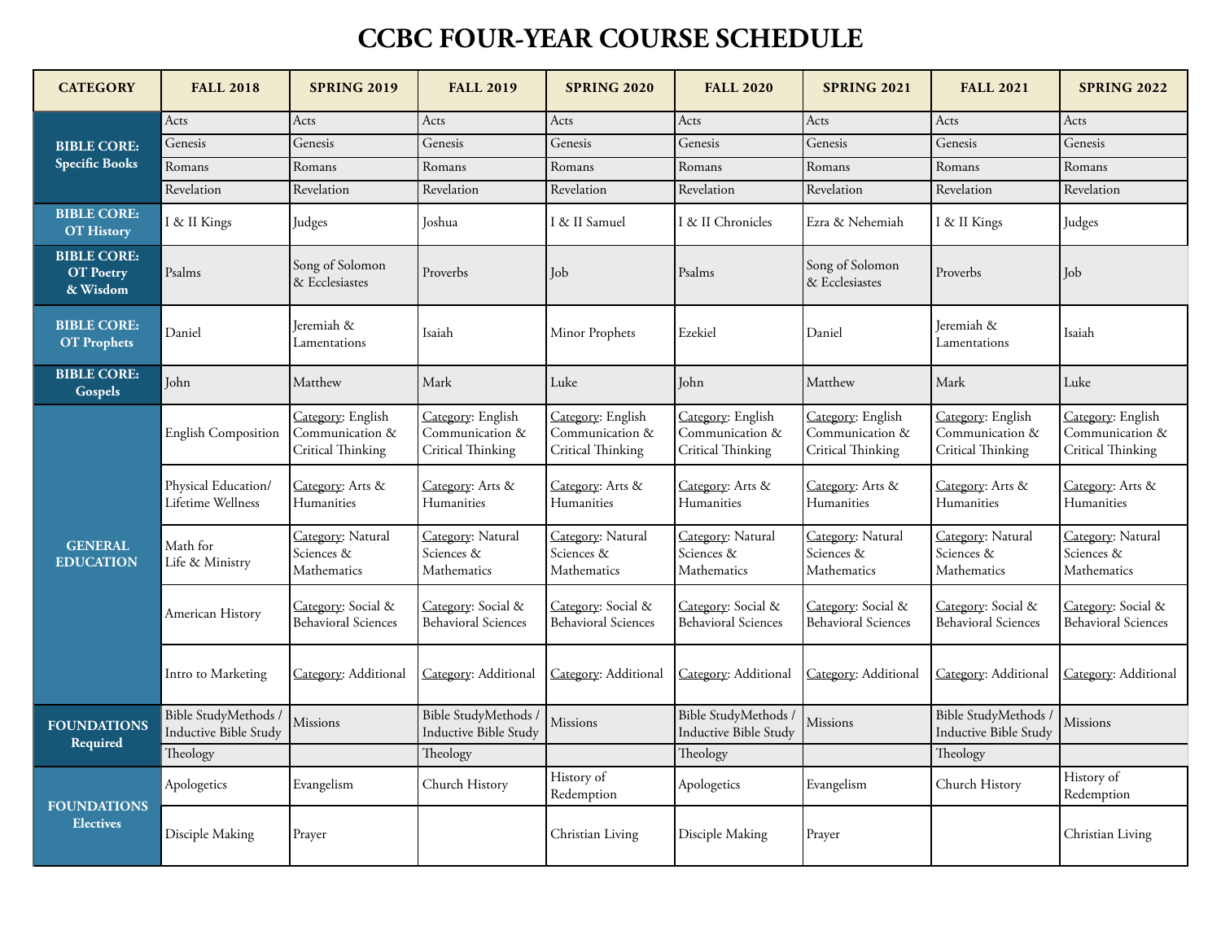# CCBC FOUR-YEAR COURSE SCHEDULE

| CATEGORY | FALL 2018 | SPRING 2019 | FALL 2019 | SPRING 2020 | FALL 2020 | SPRING 2021 | FALL 2021 | SPRING 2022 |
|---|---|---|---|---|---|---|---|---|
| **BIBLE CORE: Specific Books** | Acts | Acts | Acts | Acts | Acts | Acts | Acts | Acts |
| | Genesis | Genesis | Genesis | Genesis | Genesis | Genesis | Genesis | Genesis |
| | Romans | Romans | Romans | Romans | Romans | Romans | Romans | Romans |
| | Revelation | Revelation | Revelation | Revelation | Revelation | Revelation | Revelation | Revelation |
| **BIBLE CORE: OT History** | I & II Kings | Judges | Joshua | I & II Samuel | I & II Chronicles | Ezra & Nehemiah | I & II Kings | Judges |
| **BIBLE CORE: OT Poetry & Wisdom** | Psalms | Song of Solomon & Ecclesiastes | Proverbs | Job | Psalms | Song of Solomon & Ecclesiastes | Proverbs | Job |
| **BIBLE CORE: OT Prophets** | Daniel | Jeremiah & Lamentations | Isaiah | Minor Prophets | Ezekiel | Daniel | Jeremiah & Lamentations | Isaiah |
| **BIBLE CORE: Gospels** | John | Matthew | Mark | Luke | John | Matthew | Mark | Luke |
| **GENERAL EDUCATION** | English Composition | Category: English Communication & Critical Thinking | Category: English Communication & Critical Thinking | Category: English Communication & Critical Thinking | Category: English Communication & Critical Thinking | Category: English Communication & Critical Thinking | Category: English Communication & Critical Thinking | Category: English Communication & Critical Thinking |
| | Physical Education/ Lifetime Wellness | Category: Arts & Humanities | Category: Arts & Humanities | Category: Arts & Humanities | Category: Arts & Humanities | Category: Arts & Humanities | Category: Arts & Humanities | Category: Arts & Humanities |
| | Math for Life & Ministry | Category: Natural Sciences & Mathematics | Category: Natural Sciences & Mathematics | Category: Natural Sciences & Mathematics | Category: Natural Sciences & Mathematics | Category: Natural Sciences & Mathematics | Category: Natural Sciences & Mathematics | Category: Natural Sciences & Mathematics |
| | American History | Category: Social & Behavioral Sciences | Category: Social & Behavioral Sciences | Category: Social & Behavioral Sciences | Category: Social & Behavioral Sciences | Category: Social & Behavioral Sciences | Category: Social & Behavioral Sciences | Category: Social & Behavioral Sciences |
| | Intro to Marketing | Category: Additional | Category: Additional | Category: Additional | Category: Additional | Category: Additional | Category: Additional | Category: Additional |
| **FOUNDATIONS Required** | Bible StudyMethods / Inductive Bible Study | Missions | Bible StudyMethods / Inductive Bible Study | Missions | Bible StudyMethods / Inductive Bible Study | Missions | Bible StudyMethods / Inductive Bible Study | Missions |
| | Theology | | Theology | | Theology | | Theology | |
| **FOUNDATIONS Electives** | Apologetics | Evangelism | Church History | History of Redemption | Apologetics | Evangelism | Church History | History of Redemption |
| | Disciple Making | Prayer | | Christian Living | Disciple Making | Prayer | | Christian Living |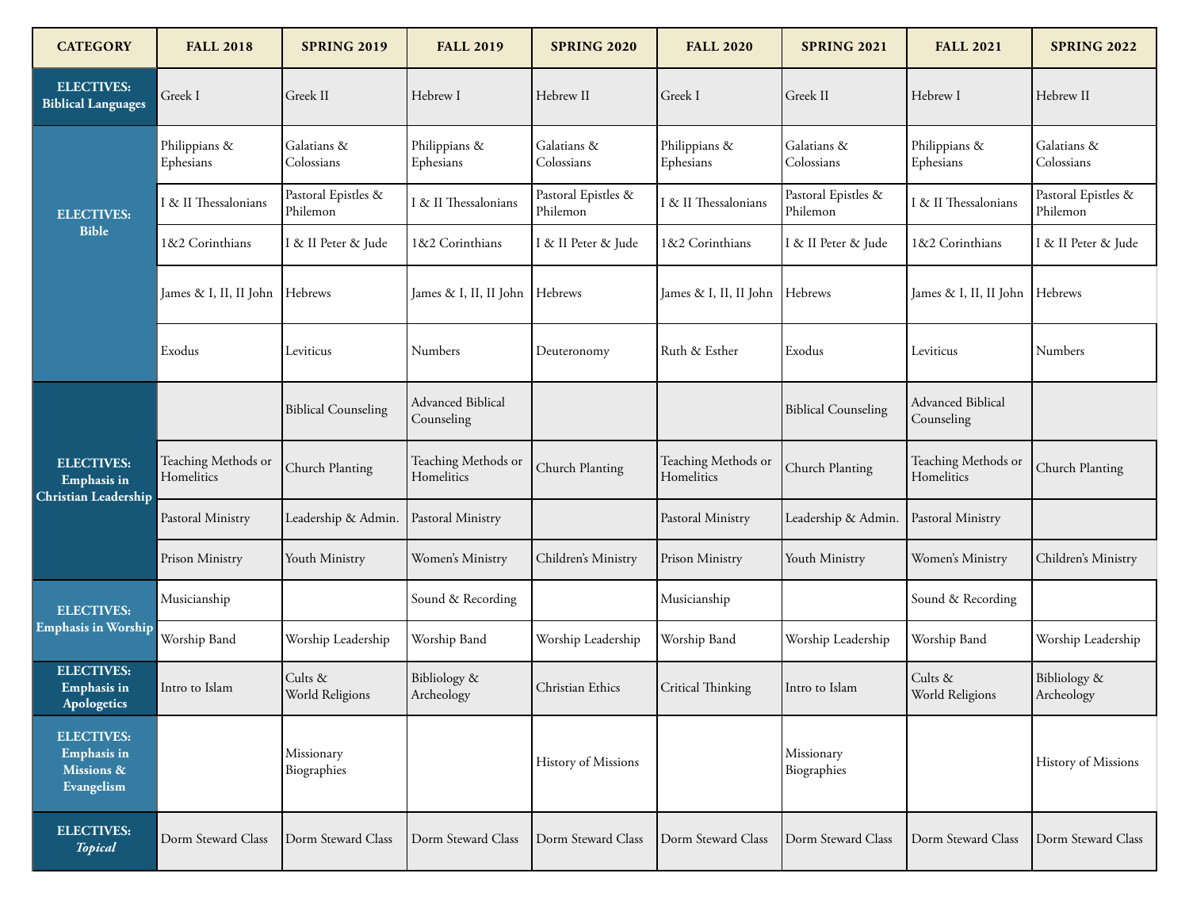| CATEGORY | FALL 2018 | SPRING 2019 | FALL 2019 | SPRING 2020 | FALL 2020 | SPRING 2021 | FALL 2021 | SPRING 2022 |
|---|---|---|---|---|---|---|---|---|
| **ELECTIVES: Biblical Languages** | Greek I | Greek II | Hebrew I | Hebrew II | Greek I | Greek II | Hebrew I | Hebrew II |
| **ELECTIVES: Bible** | Philippians & Ephesians | Galatians & Colossians | Philippians & Ephesians | Galatians & Colossians | Philippians & Ephesians | Galatians & Colossians | Philippians & Ephesians | Galatians & Colossians |
| | I & II Thessalonians | Pastoral Epistles & Philemon | I & II Thessalonians | Pastoral Epistles & Philemon | I & II Thessalonians | Pastoral Epistles & Philemon | I & II Thessalonians | Pastoral Epistles & Philemon |
| | 1&2 Corinthians | I & II Peter & Jude | 1&2 Corinthians | I & II Peter & Jude | 1&2 Corinthians | I & II Peter & Jude | 1&2 Corinthians | I & II Peter & Jude |
| | James & I, II, II John | Hebrews | James & I, II, II John | Hebrews | James & I, II, II John | Hebrews | James & I, II, II John | Hebrews |
| | Exodus | Leviticus | Numbers | Deuteronomy | Ruth & Esther | Exodus | Leviticus | Numbers |
| **ELECTIVES: Emphasis in Christian Leadership** | | Biblical Counseling | Advanced Biblical Counseling | | | Biblical Counseling | Advanced Biblical Counseling | |
| | Teaching Methods or Homelitics | Church Planting | Teaching Methods or Homelitics | Church Planting | Teaching Methods or Homelitics | Church Planting | Teaching Methods or Homelitics | Church Planting |
| | Pastoral Ministry | Leadership & Admin. | Pastoral Ministry | | Pastoral Ministry | Leadership & Admin. | Pastoral Ministry | |
| | Prison Ministry | Youth Ministry | Women's Ministry | Children's Ministry | Prison Ministry | Youth Ministry | Women's Ministry | Children's Ministry |
| **ELECTIVES: Emphasis in Worship** | Musicianship | | Sound & Recording | | Musicianship | | Sound & Recording | |
| | Worship Band | Worship Leadership | Worship Band | Worship Leadership | Worship Band | Worship Leadership | Worship Band | Worship Leadership |
| **ELECTIVES: Emphasis in Apologetics** | Intro to Islam | Cults & World Religions | Bibliology & Archeology | Christian Ethics | Critical Thinking | Intro to Islam | Cults & World Religions | Bibliology & Archeology |
| **ELECTIVES: Emphasis in Missions & Evangelism** | | Missionary Biographies | | History of Missions | | Missionary Biographies | | History of Missions |
| **ELECTIVES: *Topical*** | Dorm Steward Class | Dorm Steward Class | Dorm Steward Class | Dorm Steward Class | Dorm Steward Class | Dorm Steward Class | Dorm Steward Class | Dorm Steward Class |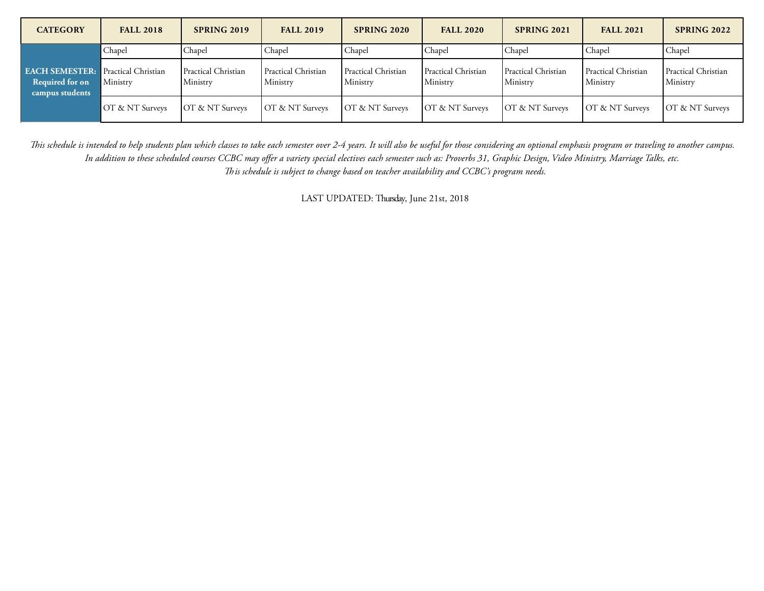| CATEGORY | FALL 2018 | SPRING 2019 | FALL 2019 | SPRING 2020 | FALL 2020 | SPRING 2021 | FALL 2021 | SPRING 2022 |
|---|---|---|---|---|---|---|---|---|
| **EACH SEMESTER: Required for on campus students** | Chapel | Chapel | Chapel | Chapel | Chapel | Chapel | Chapel | Chapel |
| | Practical Christian Ministry | Practical Christian Ministry | Practical Christian Ministry | Practical Christian Ministry | Practical Christian Ministry | Practical Christian Ministry | Practical Christian Ministry | Practical Christian Ministry |
| | OT & NT Surveys | OT & NT Surveys | OT & NT Surveys | OT & NT Surveys | OT & NT Surveys | OT & NT Surveys | OT & NT Surveys | OT & NT Surveys |

*This schedule is intended to help students plan which classes to take each semester over 2-4 years. It will also be useful for those considering an optional emphasis program or traveling to another campus. In addition to these scheduled courses CCBC may offer a variety special electives each semester such as: Proverbs 31, Graphic Design, Video Ministry, Marriage Talks, etc. This schedule is subject to change based on teacher availability and CCBC's program needs.*

LAST UPDATED: Thursday, June 21st, 2018